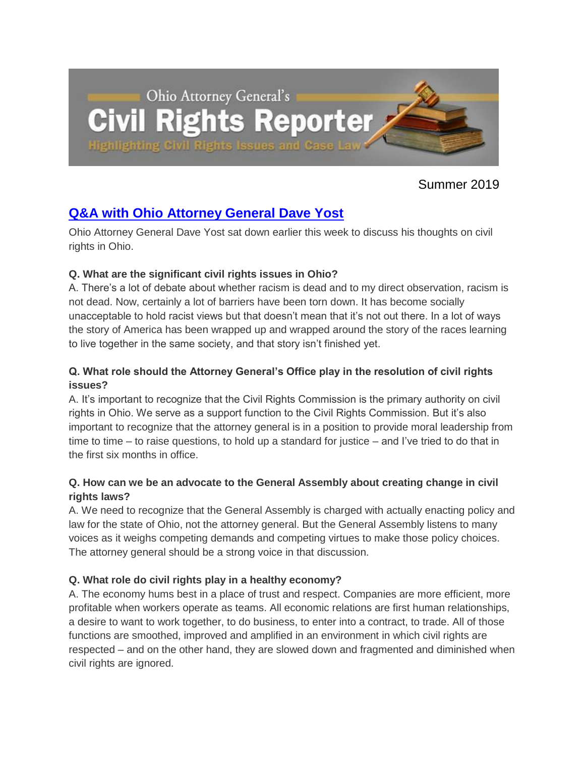Ohio Attorney General's

# Civil Rights Reporter

Highlighting Civil Rights Issues and Case Law

Summer 2019

## Q&A with Ohio Attorney General Dave Yost

Ohio Attorney General Dave Yost sat down earlier this week to discuss his thoughts on civil rights in Ohio.

**Q. What are the significant civil rights issues in Ohio?**
A. There's a lot of debate about whether racism is dead and to my direct observation, racism is not dead. Now, certainly a lot of barriers have been torn down. It has become socially unacceptable to hold racist views but that doesn't mean that it's not out there. In a lot of ways the story of America has been wrapped up and wrapped around the story of the races learning to live together in the same society, and that story isn't finished yet.

**Q. What role should the Attorney General's Office play in the resolution of civil rights issues?**
A. It's important to recognize that the Civil Rights Commission is the primary authority on civil rights in Ohio. We serve as a support function to the Civil Rights Commission. But it's also important to recognize that the attorney general is in a position to provide moral leadership from time to time – to raise questions, to hold up a standard for justice – and I've tried to do that in the first six months in office.

**Q. How can we be an advocate to the General Assembly about creating change in civil rights laws?**
A. We need to recognize that the General Assembly is charged with actually enacting policy and law for the state of Ohio, not the attorney general. But the General Assembly listens to many voices as it weighs competing demands and competing virtues to make those policy choices. The attorney general should be a strong voice in that discussion.

**Q. What role do civil rights play in a healthy economy?**
A. The economy hums best in a place of trust and respect. Companies are more efficient, more profitable when workers operate as teams. All economic relations are first human relationships, a desire to want to work together, to do business, to enter into a contract, to trade. All of those functions are smoothed, improved and amplified in an environment in which civil rights are respected – and on the other hand, they are slowed down and fragmented and diminished when civil rights are ignored.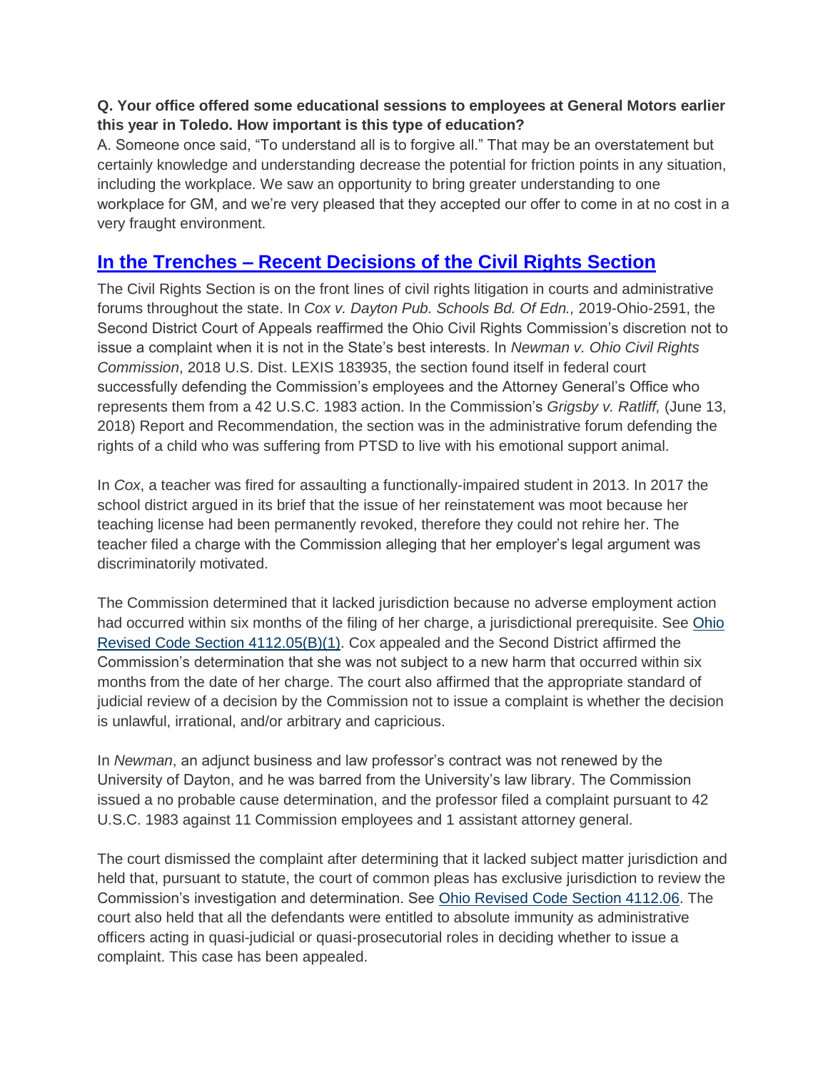**Q. Your office offered some educational sessions to employees at General Motors earlier this year in Toledo. How important is this type of education?**

A. Someone once said, "To understand all is to forgive all." That may be an overstatement but certainly knowledge and understanding decrease the potential for friction points in any situation, including the workplace. We saw an opportunity to bring greater understanding to one workplace for GM, and we're very pleased that they accepted our offer to come in at no cost in a very fraught environment.

## In the Trenches – Recent Decisions of the Civil Rights Section

The Civil Rights Section is on the front lines of civil rights litigation in courts and administrative forums throughout the state. In *Cox v. Dayton Pub. Schools Bd. Of Edn.,* 2019-Ohio-2591, the Second District Court of Appeals reaffirmed the Ohio Civil Rights Commission's discretion not to issue a complaint when it is not in the State's best interests. In *Newman v. Ohio Civil Rights Commission*, 2018 U.S. Dist. LEXIS 183935, the section found itself in federal court successfully defending the Commission's employees and the Attorney General's Office who represents them from a 42 U.S.C. 1983 action. In the Commission's *Grigsby v. Ratliff,* (June 13, 2018) Report and Recommendation, the section was in the administrative forum defending the rights of a child who was suffering from PTSD to live with his emotional support animal.

In *Cox*, a teacher was fired for assaulting a functionally-impaired student in 2013. In 2017 the school district argued in its brief that the issue of her reinstatement was moot because her teaching license had been permanently revoked, therefore they could not rehire her. The teacher filed a charge with the Commission alleging that her employer's legal argument was discriminatorily motivated.

The Commission determined that it lacked jurisdiction because no adverse employment action had occurred within six months of the filing of her charge, a jurisdictional prerequisite. See Ohio Revised Code Section 4112.05(B)(1). Cox appealed and the Second District affirmed the Commission's determination that she was not subject to a new harm that occurred within six months from the date of her charge. The court also affirmed that the appropriate standard of judicial review of a decision by the Commission not to issue a complaint is whether the decision is unlawful, irrational, and/or arbitrary and capricious.

In *Newman*, an adjunct business and law professor's contract was not renewed by the University of Dayton, and he was barred from the University's law library. The Commission issued a no probable cause determination, and the professor filed a complaint pursuant to 42 U.S.C. 1983 against 11 Commission employees and 1 assistant attorney general.

The court dismissed the complaint after determining that it lacked subject matter jurisdiction and held that, pursuant to statute, the court of common pleas has exclusive jurisdiction to review the Commission's investigation and determination. See Ohio Revised Code Section 4112.06. The court also held that all the defendants were entitled to absolute immunity as administrative officers acting in quasi-judicial or quasi-prosecutorial roles in deciding whether to issue a complaint. This case has been appealed.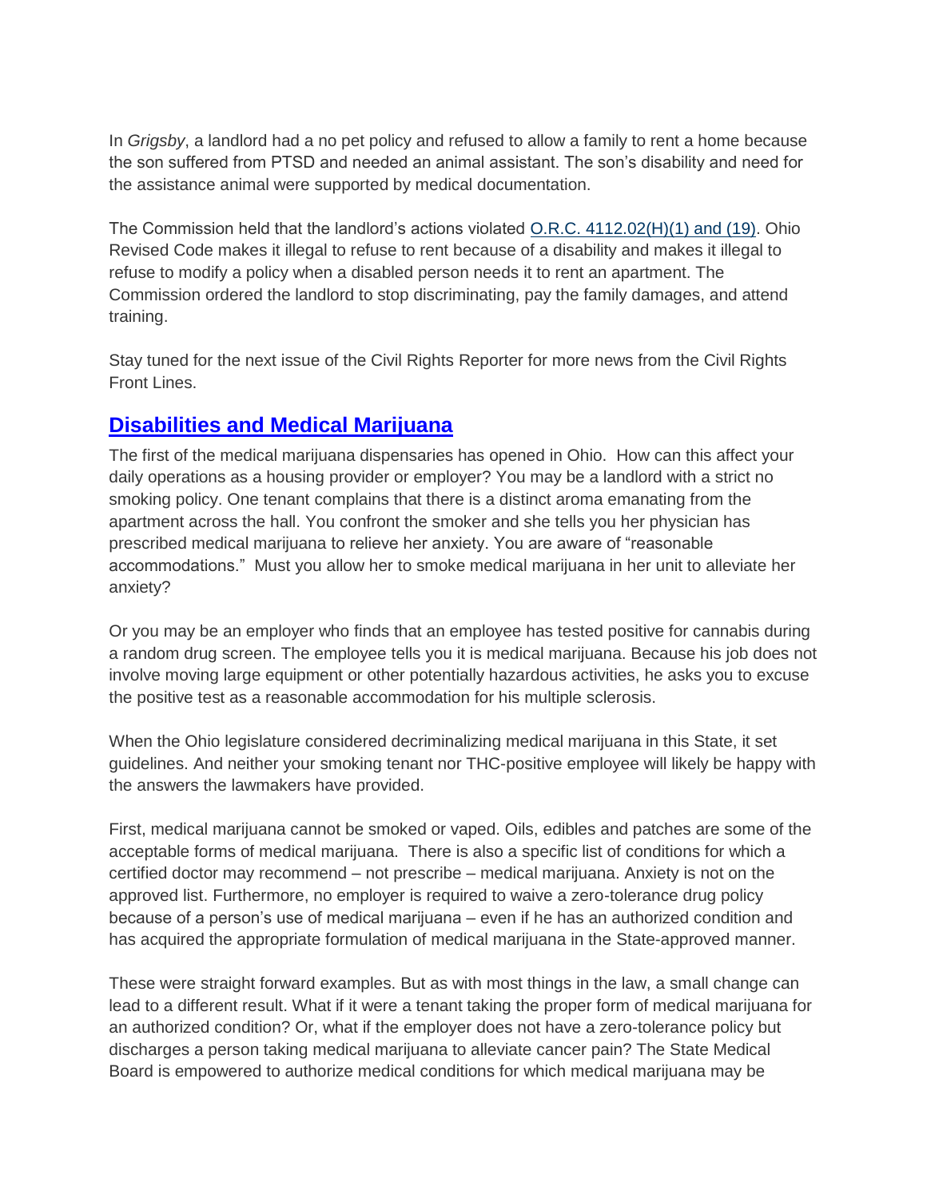In *Grigsby*, a landlord had a no pet policy and refused to allow a family to rent a home because the son suffered from PTSD and needed an animal assistant. The son's disability and need for the assistance animal were supported by medical documentation.

The Commission held that the landlord's actions violated O.R.C. 4112.02(H)(1) and (19). Ohio Revised Code makes it illegal to refuse to rent because of a disability and makes it illegal to refuse to modify a policy when a disabled person needs it to rent an apartment. The Commission ordered the landlord to stop discriminating, pay the family damages, and attend training.

Stay tuned for the next issue of the Civil Rights Reporter for more news from the Civil Rights Front Lines.

## Disabilities and Medical Marijuana

The first of the medical marijuana dispensaries has opened in Ohio. How can this affect your daily operations as a housing provider or employer? You may be a landlord with a strict no smoking policy. One tenant complains that there is a distinct aroma emanating from the apartment across the hall. You confront the smoker and she tells you her physician has prescribed medical marijuana to relieve her anxiety. You are aware of "reasonable accommodations." Must you allow her to smoke medical marijuana in her unit to alleviate her anxiety?

Or you may be an employer who finds that an employee has tested positive for cannabis during a random drug screen. The employee tells you it is medical marijuana. Because his job does not involve moving large equipment or other potentially hazardous activities, he asks you to excuse the positive test as a reasonable accommodation for his multiple sclerosis.

When the Ohio legislature considered decriminalizing medical marijuana in this State, it set guidelines. And neither your smoking tenant nor THC-positive employee will likely be happy with the answers the lawmakers have provided.

First, medical marijuana cannot be smoked or vaped. Oils, edibles and patches are some of the acceptable forms of medical marijuana. There is also a specific list of conditions for which a certified doctor may recommend – not prescribe – medical marijuana. Anxiety is not on the approved list. Furthermore, no employer is required to waive a zero-tolerance drug policy because of a person's use of medical marijuana – even if he has an authorized condition and has acquired the appropriate formulation of medical marijuana in the State-approved manner.

These were straight forward examples. But as with most things in the law, a small change can lead to a different result. What if it were a tenant taking the proper form of medical marijuana for an authorized condition? Or, what if the employer does not have a zero-tolerance policy but discharges a person taking medical marijuana to alleviate cancer pain? The State Medical Board is empowered to authorize medical conditions for which medical marijuana may be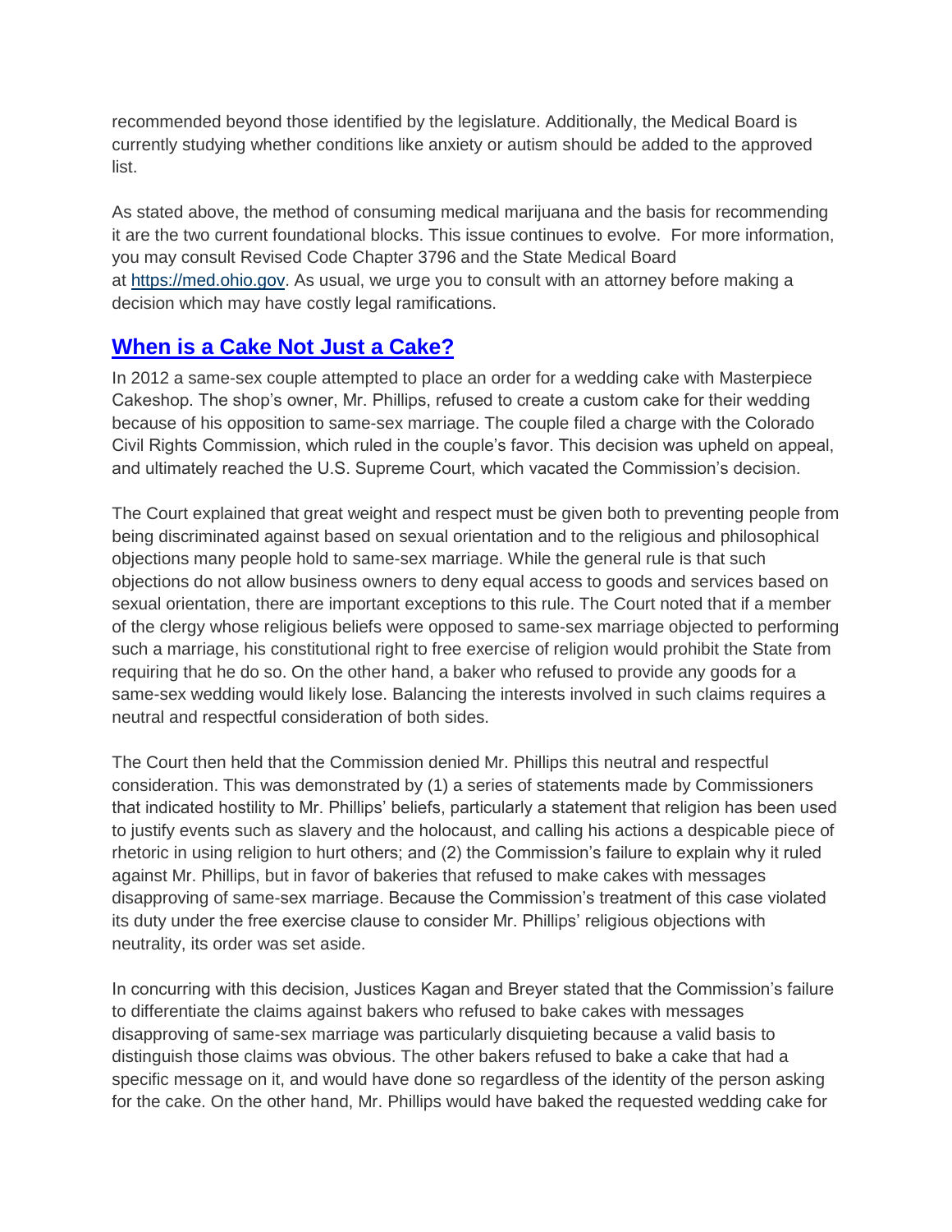recommended beyond those identified by the legislature. Additionally, the Medical Board is currently studying whether conditions like anxiety or autism should be added to the approved list.

As stated above, the method of consuming medical marijuana and the basis for recommending it are the two current foundational blocks. This issue continues to evolve. For more information, you may consult Revised Code Chapter 3796 and the State Medical Board at https://med.ohio.gov. As usual, we urge you to consult with an attorney before making a decision which may have costly legal ramifications.

## When is a Cake Not Just a Cake?

In 2012 a same-sex couple attempted to place an order for a wedding cake with Masterpiece Cakeshop. The shop's owner, Mr. Phillips, refused to create a custom cake for their wedding because of his opposition to same-sex marriage. The couple filed a charge with the Colorado Civil Rights Commission, which ruled in the couple's favor. This decision was upheld on appeal, and ultimately reached the U.S. Supreme Court, which vacated the Commission's decision.

The Court explained that great weight and respect must be given both to preventing people from being discriminated against based on sexual orientation and to the religious and philosophical objections many people hold to same-sex marriage. While the general rule is that such objections do not allow business owners to deny equal access to goods and services based on sexual orientation, there are important exceptions to this rule. The Court noted that if a member of the clergy whose religious beliefs were opposed to same-sex marriage objected to performing such a marriage, his constitutional right to free exercise of religion would prohibit the State from requiring that he do so. On the other hand, a baker who refused to provide any goods for a same-sex wedding would likely lose. Balancing the interests involved in such claims requires a neutral and respectful consideration of both sides.

The Court then held that the Commission denied Mr. Phillips this neutral and respectful consideration. This was demonstrated by (1) a series of statements made by Commissioners that indicated hostility to Mr. Phillips' beliefs, particularly a statement that religion has been used to justify events such as slavery and the holocaust, and calling his actions a despicable piece of rhetoric in using religion to hurt others; and (2) the Commission's failure to explain why it ruled against Mr. Phillips, but in favor of bakeries that refused to make cakes with messages disapproving of same-sex marriage. Because the Commission's treatment of this case violated its duty under the free exercise clause to consider Mr. Phillips' religious objections with neutrality, its order was set aside.

In concurring with this decision, Justices Kagan and Breyer stated that the Commission's failure to differentiate the claims against bakers who refused to bake cakes with messages disapproving of same-sex marriage was particularly disquieting because a valid basis to distinguish those claims was obvious. The other bakers refused to bake a cake that had a specific message on it, and would have done so regardless of the identity of the person asking for the cake. On the other hand, Mr. Phillips would have baked the requested wedding cake for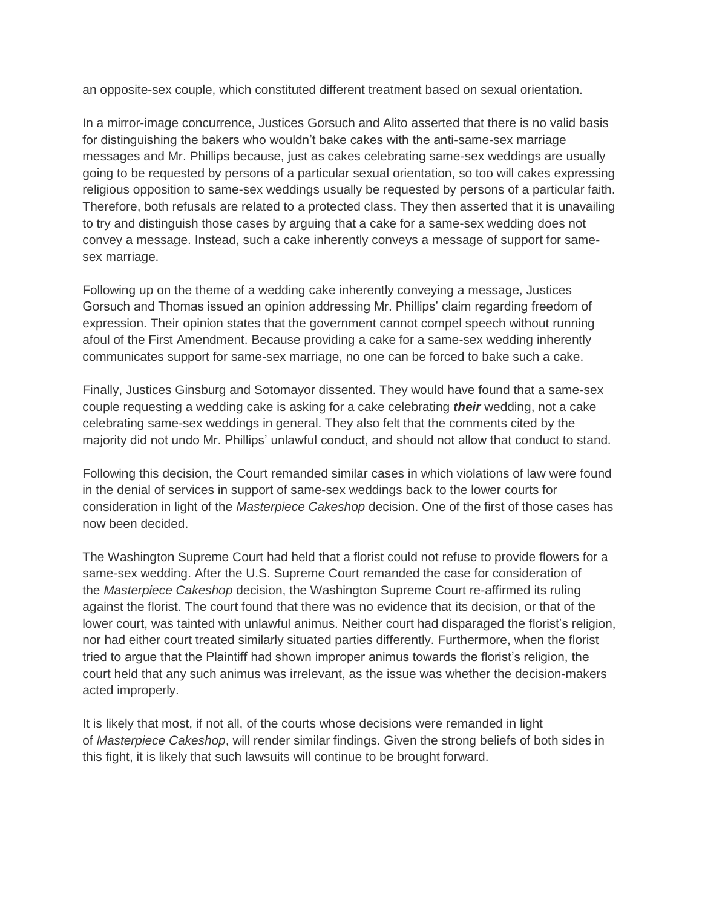an opposite-sex couple, which constituted different treatment based on sexual orientation.

In a mirror-image concurrence, Justices Gorsuch and Alito asserted that there is no valid basis for distinguishing the bakers who wouldn't bake cakes with the anti-same-sex marriage messages and Mr. Phillips because, just as cakes celebrating same-sex weddings are usually going to be requested by persons of a particular sexual orientation, so too will cakes expressing religious opposition to same-sex weddings usually be requested by persons of a particular faith. Therefore, both refusals are related to a protected class. They then asserted that it is unavailing to try and distinguish those cases by arguing that a cake for a same-sex wedding does not convey a message. Instead, such a cake inherently conveys a message of support for same-sex marriage.

Following up on the theme of a wedding cake inherently conveying a message, Justices Gorsuch and Thomas issued an opinion addressing Mr. Phillips' claim regarding freedom of expression. Their opinion states that the government cannot compel speech without running afoul of the First Amendment. Because providing a cake for a same-sex wedding inherently communicates support for same-sex marriage, no one can be forced to bake such a cake.

Finally, Justices Ginsburg and Sotomayor dissented. They would have found that a same-sex couple requesting a wedding cake is asking for a cake celebrating ***their*** wedding, not a cake celebrating same-sex weddings in general. They also felt that the comments cited by the majority did not undo Mr. Phillips' unlawful conduct, and should not allow that conduct to stand.

Following this decision, the Court remanded similar cases in which violations of law were found in the denial of services in support of same-sex weddings back to the lower courts for consideration in light of the *Masterpiece Cakeshop* decision. One of the first of those cases has now been decided.

The Washington Supreme Court had held that a florist could not refuse to provide flowers for a same-sex wedding. After the U.S. Supreme Court remanded the case for consideration of the *Masterpiece Cakeshop* decision, the Washington Supreme Court re-affirmed its ruling against the florist. The court found that there was no evidence that its decision, or that of the lower court, was tainted with unlawful animus. Neither court had disparaged the florist's religion, nor had either court treated similarly situated parties differently. Furthermore, when the florist tried to argue that the Plaintiff had shown improper animus towards the florist's religion, the court held that any such animus was irrelevant, as the issue was whether the decision-makers acted improperly.

It is likely that most, if not all, of the courts whose decisions were remanded in light of *Masterpiece Cakeshop*, will render similar findings. Given the strong beliefs of both sides in this fight, it is likely that such lawsuits will continue to be brought forward.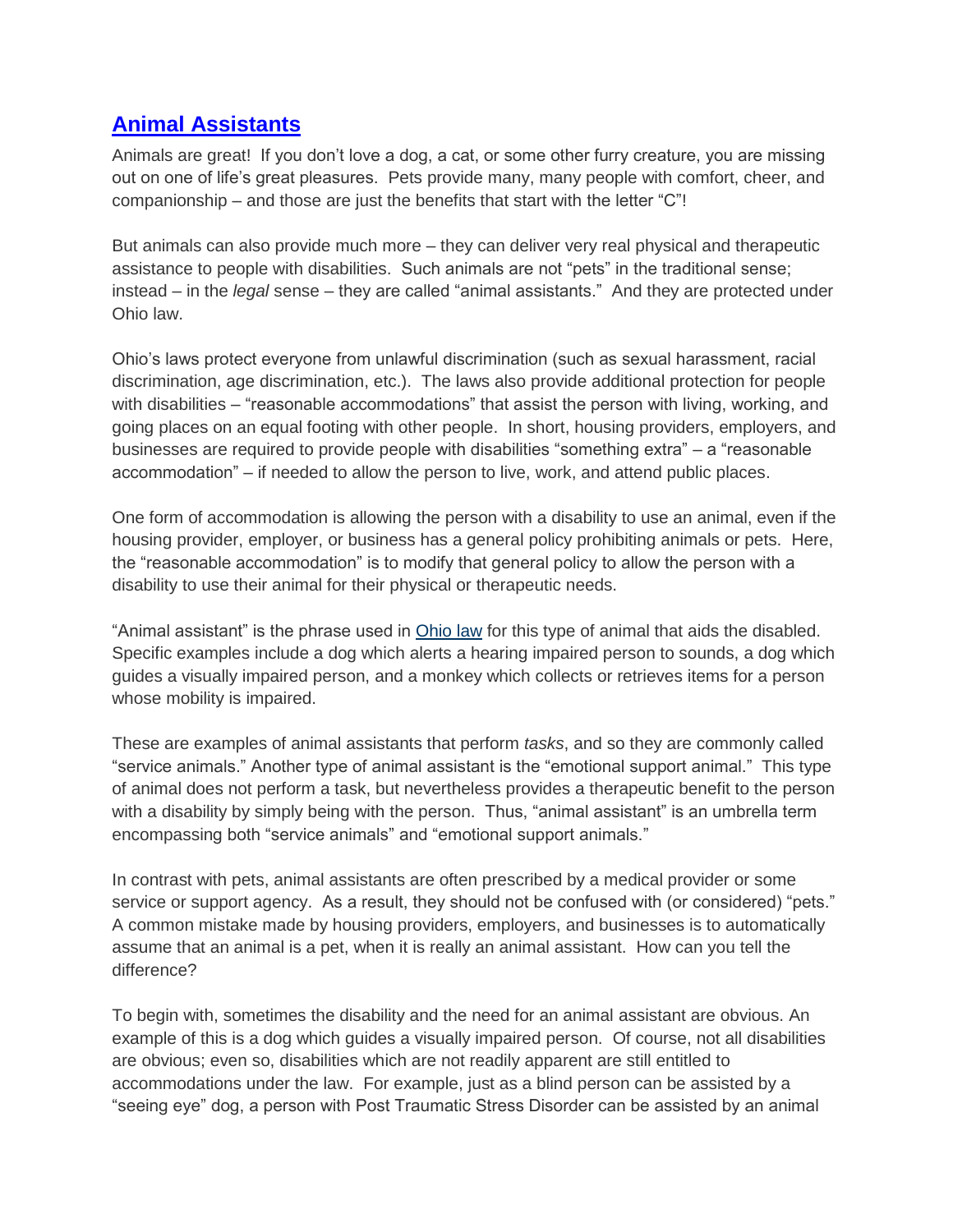## Animal Assistants

Animals are great! If you don't love a dog, a cat, or some other furry creature, you are missing out on one of life's great pleasures. Pets provide many, many people with comfort, cheer, and companionship – and those are just the benefits that start with the letter "C"!

But animals can also provide much more – they can deliver very real physical and therapeutic assistance to people with disabilities. Such animals are not "pets" in the traditional sense; instead – in the *legal* sense – they are called "animal assistants." And they are protected under Ohio law.

Ohio's laws protect everyone from unlawful discrimination (such as sexual harassment, racial discrimination, age discrimination, etc.). The laws also provide additional protection for people with disabilities – "reasonable accommodations" that assist the person with living, working, and going places on an equal footing with other people. In short, housing providers, employers, and businesses are required to provide people with disabilities "something extra" – a "reasonable accommodation" – if needed to allow the person to live, work, and attend public places.

One form of accommodation is allowing the person with a disability to use an animal, even if the housing provider, employer, or business has a general policy prohibiting animals or pets. Here, the "reasonable accommodation" is to modify that general policy to allow the person with a disability to use their animal for their physical or therapeutic needs.

"Animal assistant" is the phrase used in Ohio law for this type of animal that aids the disabled. Specific examples include a dog which alerts a hearing impaired person to sounds, a dog which guides a visually impaired person, and a monkey which collects or retrieves items for a person whose mobility is impaired.

These are examples of animal assistants that perform *tasks*, and so they are commonly called "service animals." Another type of animal assistant is the "emotional support animal." This type of animal does not perform a task, but nevertheless provides a therapeutic benefit to the person with a disability by simply being with the person. Thus, "animal assistant" is an umbrella term encompassing both "service animals" and "emotional support animals."

In contrast with pets, animal assistants are often prescribed by a medical provider or some service or support agency. As a result, they should not be confused with (or considered) "pets." A common mistake made by housing providers, employers, and businesses is to automatically assume that an animal is a pet, when it is really an animal assistant. How can you tell the difference?

To begin with, sometimes the disability and the need for an animal assistant are obvious. An example of this is a dog which guides a visually impaired person. Of course, not all disabilities are obvious; even so, disabilities which are not readily apparent are still entitled to accommodations under the law. For example, just as a blind person can be assisted by a "seeing eye" dog, a person with Post Traumatic Stress Disorder can be assisted by an animal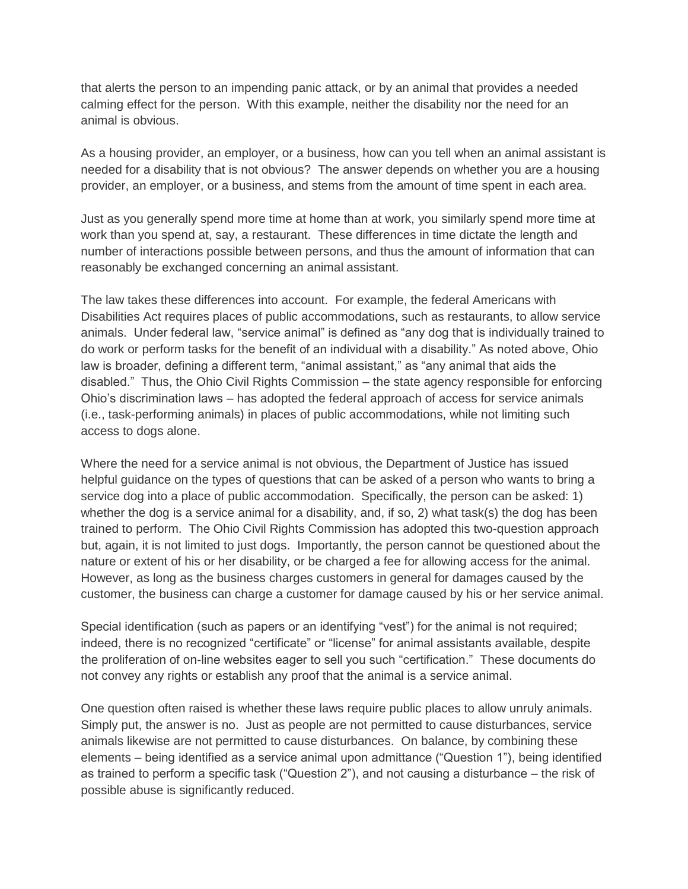that alerts the person to an impending panic attack, or by an animal that provides a needed calming effect for the person. With this example, neither the disability nor the need for an animal is obvious.

As a housing provider, an employer, or a business, how can you tell when an animal assistant is needed for a disability that is not obvious? The answer depends on whether you are a housing provider, an employer, or a business, and stems from the amount of time spent in each area.

Just as you generally spend more time at home than at work, you similarly spend more time at work than you spend at, say, a restaurant. These differences in time dictate the length and number of interactions possible between persons, and thus the amount of information that can reasonably be exchanged concerning an animal assistant.

The law takes these differences into account. For example, the federal Americans with Disabilities Act requires places of public accommodations, such as restaurants, to allow service animals. Under federal law, "service animal" is defined as "any dog that is individually trained to do work or perform tasks for the benefit of an individual with a disability." As noted above, Ohio law is broader, defining a different term, "animal assistant," as "any animal that aids the disabled." Thus, the Ohio Civil Rights Commission – the state agency responsible for enforcing Ohio's discrimination laws – has adopted the federal approach of access for service animals (i.e., task-performing animals) in places of public accommodations, while not limiting such access to dogs alone.

Where the need for a service animal is not obvious, the Department of Justice has issued helpful guidance on the types of questions that can be asked of a person who wants to bring a service dog into a place of public accommodation. Specifically, the person can be asked: 1) whether the dog is a service animal for a disability, and, if so, 2) what task(s) the dog has been trained to perform. The Ohio Civil Rights Commission has adopted this two-question approach but, again, it is not limited to just dogs. Importantly, the person cannot be questioned about the nature or extent of his or her disability, or be charged a fee for allowing access for the animal. However, as long as the business charges customers in general for damages caused by the customer, the business can charge a customer for damage caused by his or her service animal.

Special identification (such as papers or an identifying "vest") for the animal is not required; indeed, there is no recognized "certificate" or "license" for animal assistants available, despite the proliferation of on-line websites eager to sell you such "certification." These documents do not convey any rights or establish any proof that the animal is a service animal.

One question often raised is whether these laws require public places to allow unruly animals. Simply put, the answer is no. Just as people are not permitted to cause disturbances, service animals likewise are not permitted to cause disturbances. On balance, by combining these elements – being identified as a service animal upon admittance ("Question 1"), being identified as trained to perform a specific task ("Question 2"), and not causing a disturbance – the risk of possible abuse is significantly reduced.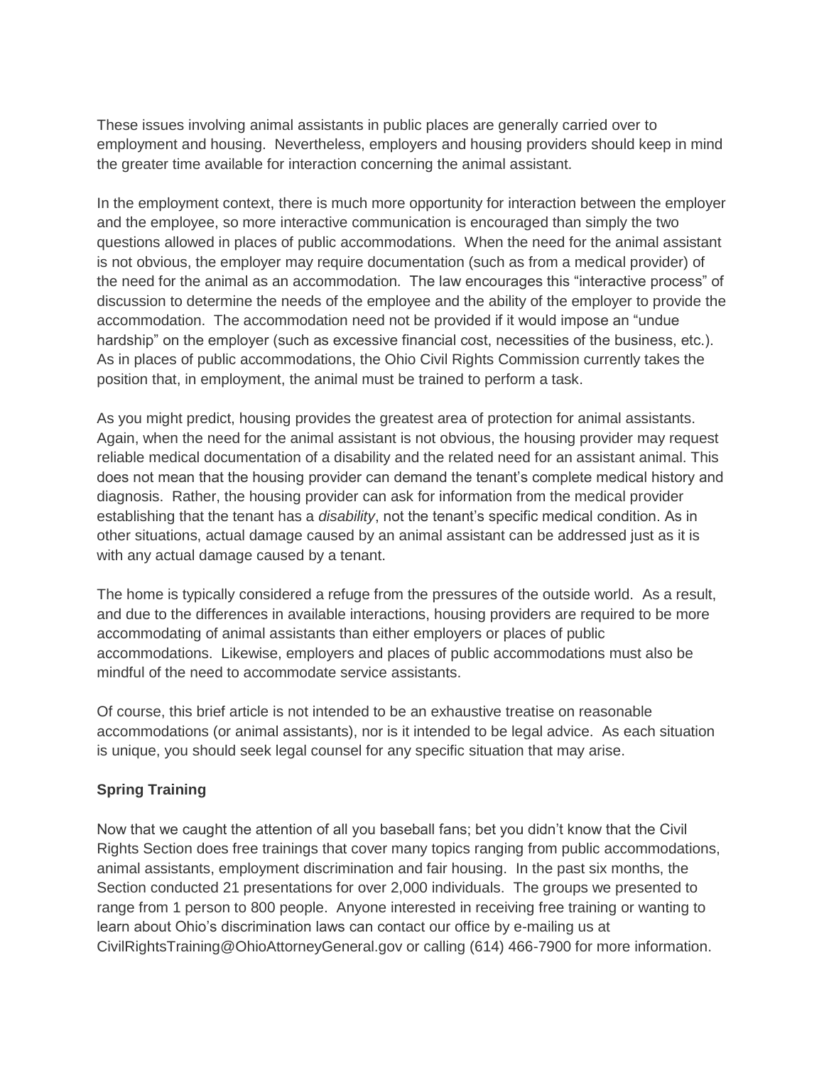These issues involving animal assistants in public places are generally carried over to employment and housing. Nevertheless, employers and housing providers should keep in mind the greater time available for interaction concerning the animal assistant.

In the employment context, there is much more opportunity for interaction between the employer and the employee, so more interactive communication is encouraged than simply the two questions allowed in places of public accommodations. When the need for the animal assistant is not obvious, the employer may require documentation (such as from a medical provider) of the need for the animal as an accommodation. The law encourages this "interactive process" of discussion to determine the needs of the employee and the ability of the employer to provide the accommodation. The accommodation need not be provided if it would impose an "undue hardship" on the employer (such as excessive financial cost, necessities of the business, etc.). As in places of public accommodations, the Ohio Civil Rights Commission currently takes the position that, in employment, the animal must be trained to perform a task.

As you might predict, housing provides the greatest area of protection for animal assistants. Again, when the need for the animal assistant is not obvious, the housing provider may request reliable medical documentation of a disability and the related need for an assistant animal. This does not mean that the housing provider can demand the tenant's complete medical history and diagnosis. Rather, the housing provider can ask for information from the medical provider establishing that the tenant has a *disability*, not the tenant's specific medical condition. As in other situations, actual damage caused by an animal assistant can be addressed just as it is with any actual damage caused by a tenant.

The home is typically considered a refuge from the pressures of the outside world. As a result, and due to the differences in available interactions, housing providers are required to be more accommodating of animal assistants than either employers or places of public accommodations. Likewise, employers and places of public accommodations must also be mindful of the need to accommodate service assistants.

Of course, this brief article is not intended to be an exhaustive treatise on reasonable accommodations (or animal assistants), nor is it intended to be legal advice. As each situation is unique, you should seek legal counsel for any specific situation that may arise.

**Spring Training**

Now that we caught the attention of all you baseball fans; bet you didn't know that the Civil Rights Section does free trainings that cover many topics ranging from public accommodations, animal assistants, employment discrimination and fair housing. In the past six months, the Section conducted 21 presentations for over 2,000 individuals. The groups we presented to range from 1 person to 800 people. Anyone interested in receiving free training or wanting to learn about Ohio's discrimination laws can contact our office by e-mailing us at CivilRightsTraining@OhioAttorneyGeneral.gov or calling (614) 466-7900 for more information.